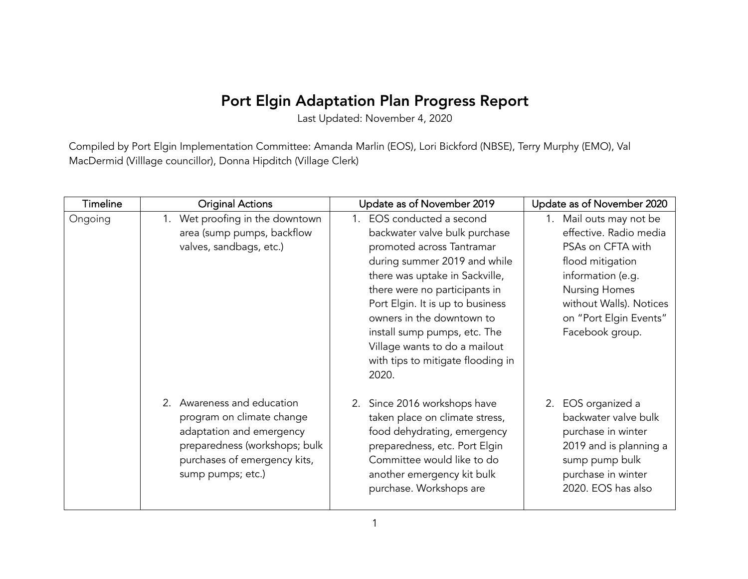# Port Elgin Adaptation Plan Progress Report

Last Updated: November 4, 2020

Compiled by Port Elgin Implementation Committee: Amanda Marlin (EOS), Lori Bickford (NBSE), Terry Murphy (EMO), Val MacDermid (Villlage councillor), Donna Hipditch (Village Clerk)

| Timeline | Original Actions | Update as of November 2019 | Update as of November 2020 |
|---|---|---|---|
| Ongoing | 1. Wet proofing in the downtown area (sump pumps, backflow valves, sandbags, etc.) | 1. EOS conducted a second backwater valve bulk purchase promoted across Tantramar during summer 2019 and while there was uptake in Sackville, there were no participants in Port Elgin. It is up to business owners in the downtown to install sump pumps, etc. The Village wants to do a mailout with tips to mitigate flooding in 2020. | 1. Mail outs may not be effective. Radio media PSAs on CFTA with flood mitigation information (e.g. Nursing Homes without Walls). Notices on "Port Elgin Events" Facebook group. |
| | 2. Awareness and education program on climate change adaptation and emergency preparedness (workshops; bulk purchases of emergency kits, sump pumps; etc.) | 2. Since 2016 workshops have taken place on climate stress, food dehydrating, emergency preparedness, etc. Port Elgin Committee would like to do another emergency kit bulk purchase. Workshops are | 2. EOS organized a backwater valve bulk purchase in winter 2019 and is planning a sump pump bulk purchase in winter 2020. EOS has also |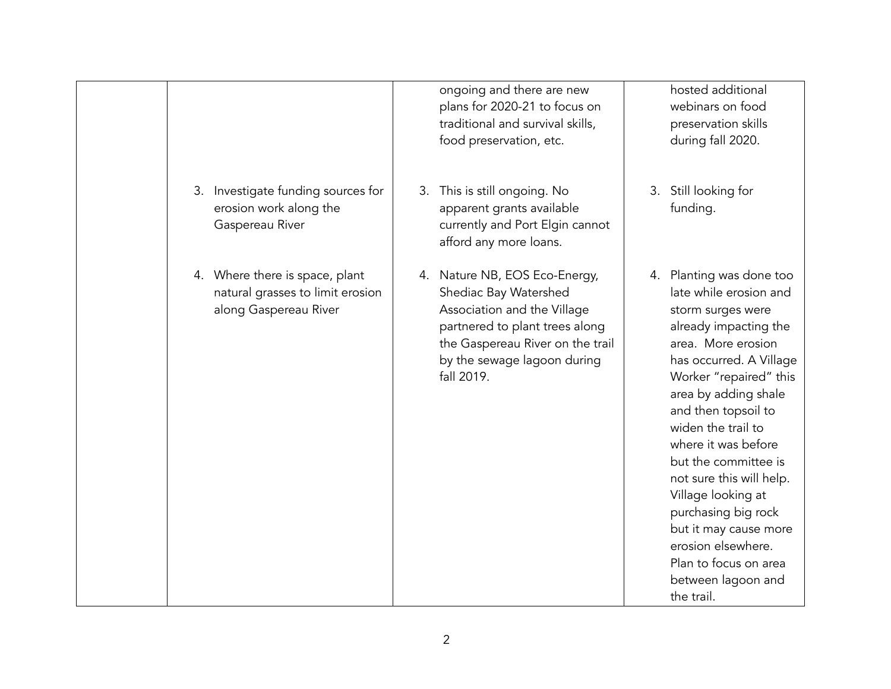| | | | |
|---|---|---|---|
| | | ongoing and there are new plans for 2020-21 to focus on traditional and survival skills, food preservation, etc. | hosted additional webinars on food preservation skills during fall 2020. |
| | 3. Investigate funding sources for erosion work along the Gaspereau River | 3. This is still ongoing. No apparent grants available currently and Port Elgin cannot afford any more loans. | 3. Still looking for funding. |
| | 4. Where there is space, plant natural grasses to limit erosion along Gaspereau River | 4. Nature NB, EOS Eco-Energy, Shediac Bay Watershed Association and the Village partnered to plant trees along the Gaspereau River on the trail by the sewage lagoon during fall 2019. | 4. Planting was done too late while erosion and storm surges were already impacting the area. More erosion has occurred. A Village Worker "repaired" this area by adding shale and then topsoil to widen the trail to where it was before but the committee is not sure this will help. Village looking at purchasing big rock but it may cause more erosion elsewhere. Plan to focus on area between lagoon and the trail. |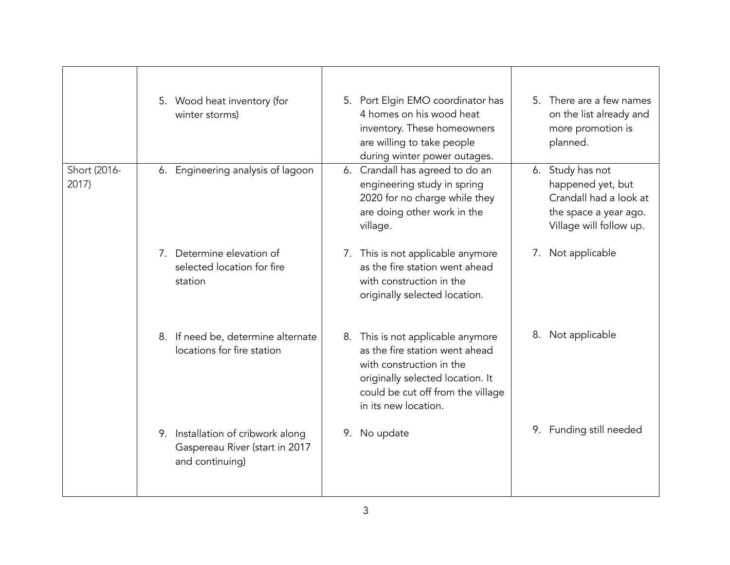| | | | |
|---|---|---|---|
| | 5. Wood heat inventory (for winter storms) | 5. Port Elgin EMO coordinator has 4 homes on his wood heat inventory. These homeowners are willing to take people during winter power outages. | 5. There are a few names on the list already and more promotion is planned. |
| Short (2016-2017) | 6. Engineering analysis of lagoon | 6. Crandall has agreed to do an engineering study in spring 2020 for no charge while they are doing other work in the village. | 6. Study has not happened yet, but Crandall had a look at the space a year ago. Village will follow up. |
| | 7. Determine elevation of selected location for fire station | 7. This is not applicable anymore as the fire station went ahead with construction in the originally selected location. | 7. Not applicable |
| | 8. If need be, determine alternate locations for fire station | 8. This is not applicable anymore as the fire station went ahead with construction in the originally selected location. It could be cut off from the village in its new location. | 8. Not applicable |
| | 9. Installation of cribwork along Gaspereau River (start in 2017 and continuing) | 9. No update | 9. Funding still needed |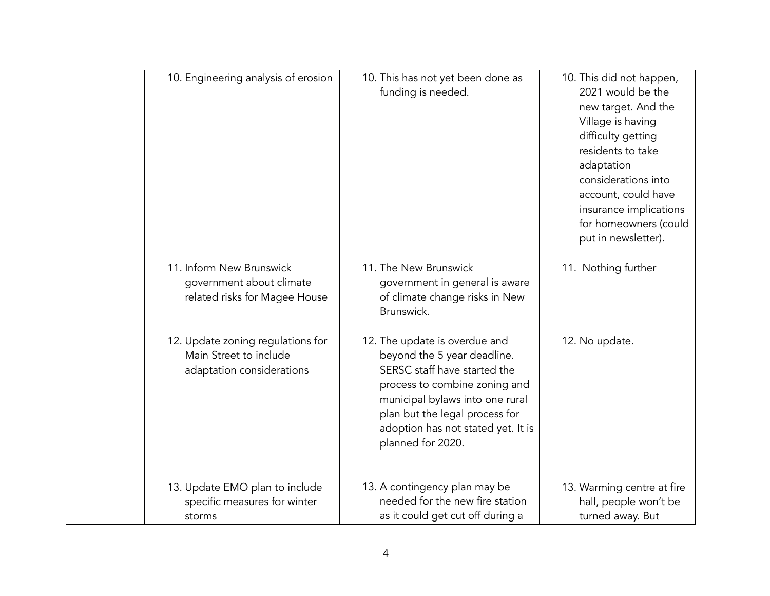| | | | |
|---|---|---|---|
| | 10. Engineering analysis of erosion | 10. This has not yet been done as funding is needed. | 10. This did not happen, 2021 would be the new target. And the Village is having difficulty getting residents to take adaptation considerations into account, could have insurance implications for homeowners (could put in newsletter). |
| | 11. Inform New Brunswick government about climate related risks for Magee House | 11. The New Brunswick government in general is aware of climate change risks in New Brunswick. | 11. Nothing further |
| | 12. Update zoning regulations for Main Street to include adaptation considerations | 12. The update is overdue and beyond the 5 year deadline. SERSC staff have started the process to combine zoning and municipal bylaws into one rural plan but the legal process for adoption has not stated yet. It is planned for 2020. | 12. No update. |
| | 13. Update EMO plan to include specific measures for winter storms | 13. A contingency plan may be needed for the new fire station as it could get cut off during a | 13. Warming centre at fire hall, people won't be turned away. But |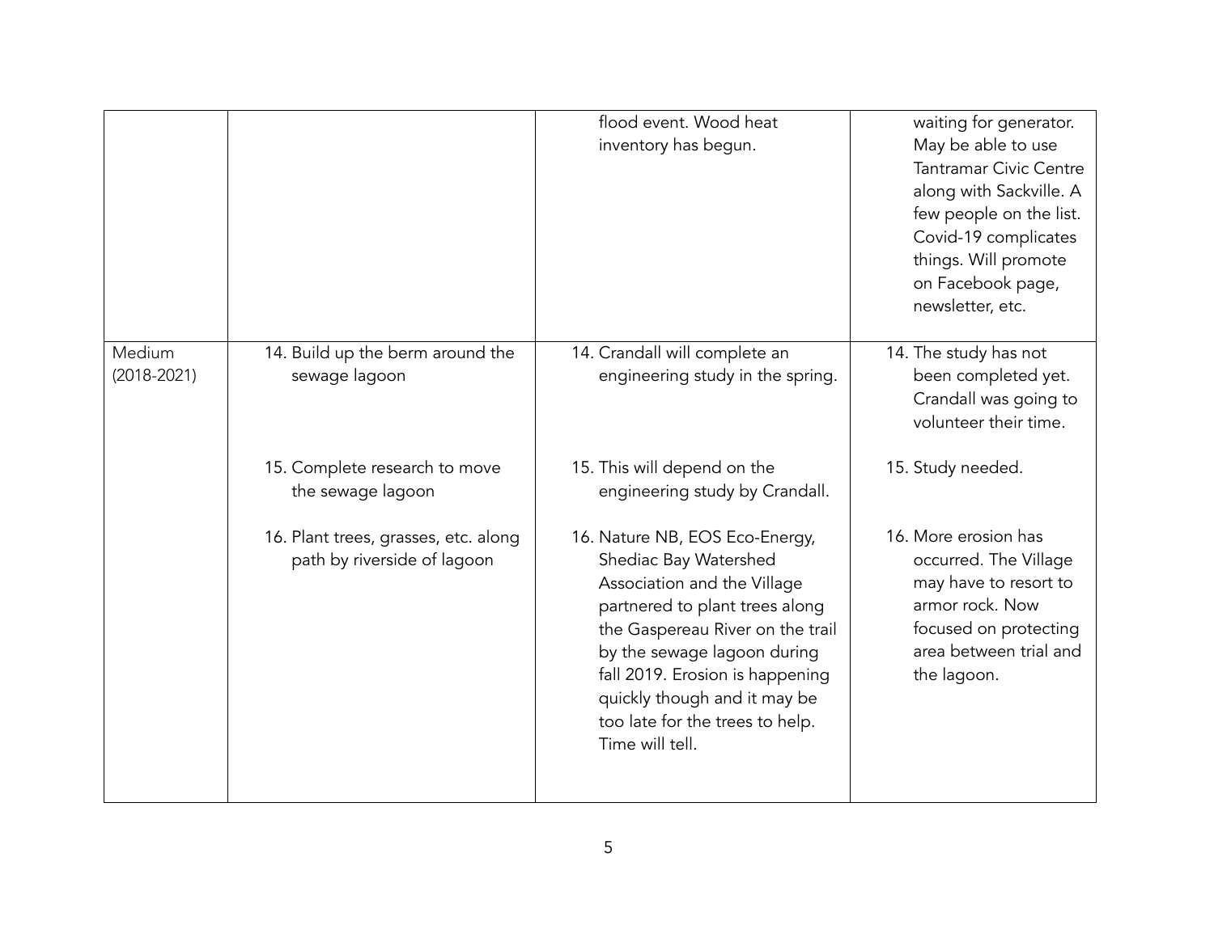| | | | |
|---|---|---|---|
| | | flood event. Wood heat inventory has begun. | waiting for generator. May be able to use Tantramar Civic Centre along with Sackville. A few people on the list. Covid-19 complicates things. Will promote on Facebook page, newsletter, etc. |
| Medium (2018-2021) | 14. Build up the berm around the sewage lagoon | 14. Crandall will complete an engineering study in the spring. | 14. The study has not been completed yet. Crandall was going to volunteer their time. |
| | 15. Complete research to move the sewage lagoon | 15. This will depend on the engineering study by Crandall. | 15. Study needed. |
| | 16. Plant trees, grasses, etc. along path by riverside of lagoon | 16. Nature NB, EOS Eco-Energy, Shediac Bay Watershed Association and the Village partnered to plant trees along the Gaspereau River on the trail by the sewage lagoon during fall 2019. Erosion is happening quickly though and it may be too late for the trees to help. Time will tell. | 16. More erosion has occurred. The Village may have to resort to armor rock. Now focused on protecting area between trial and the lagoon. |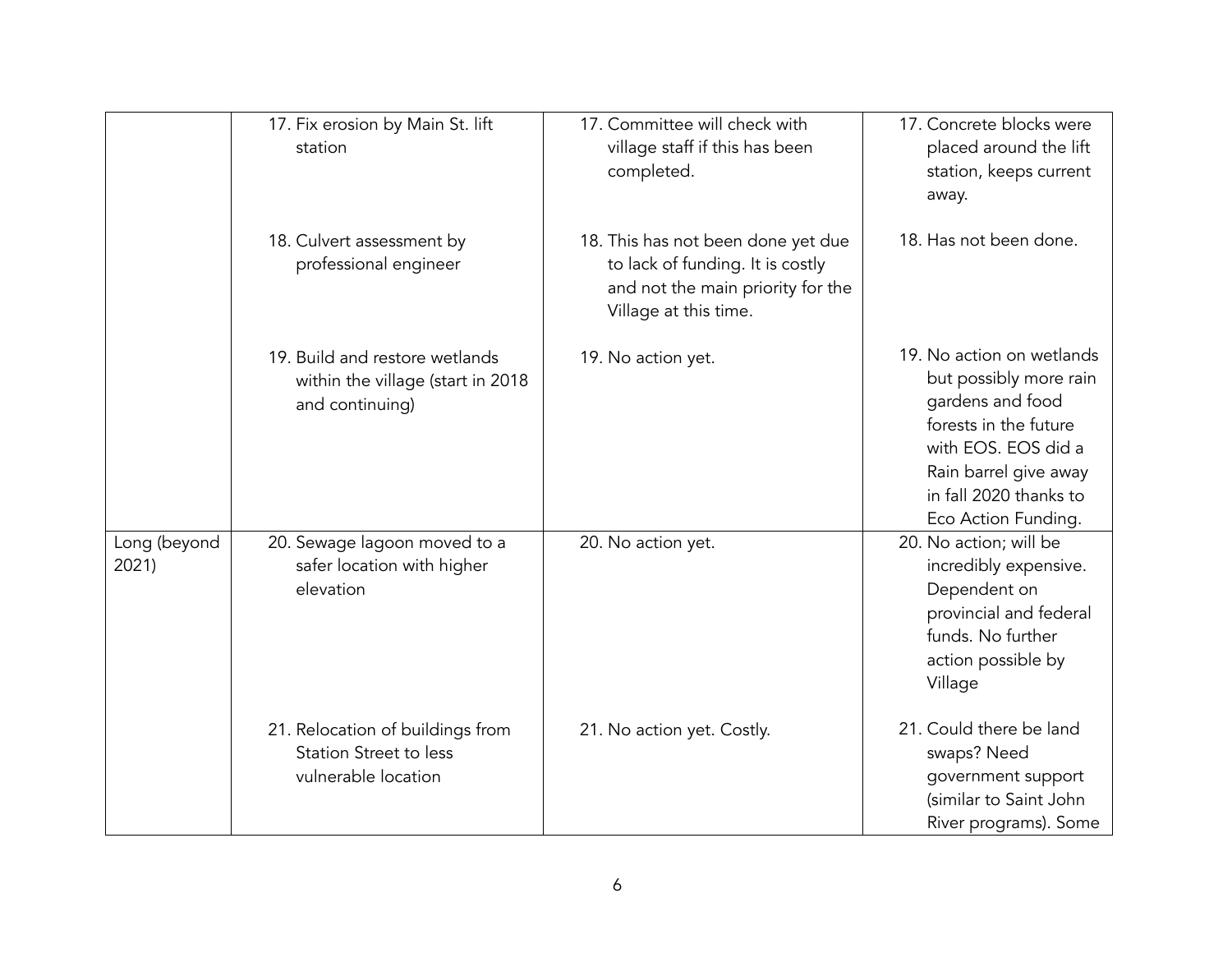| | | | |
|---|---|---|---|
| | 17. Fix erosion by Main St. lift station | 17. Committee will check with village staff if this has been completed. | 17. Concrete blocks were placed around the lift station, keeps current away. |
| | 18. Culvert assessment by professional engineer | 18. This has not been done yet due to lack of funding. It is costly and not the main priority for the Village at this time. | 18. Has not been done. |
| | 19. Build and restore wetlands within the village (start in 2018 and continuing) | 19. No action yet. | 19. No action on wetlands but possibly more rain gardens and food forests in the future with EOS. EOS did a Rain barrel give away in fall 2020 thanks to Eco Action Funding. |
| Long (beyond 2021) | 20. Sewage lagoon moved to a safer location with higher elevation | 20. No action yet. | 20. No action; will be incredibly expensive. Dependent on provincial and federal funds. No further action possible by Village |
| | 21. Relocation of buildings from Station Street to less vulnerable location | 21. No action yet. Costly. | 21. Could there be land swaps? Need government support (similar to Saint John River programs). Some |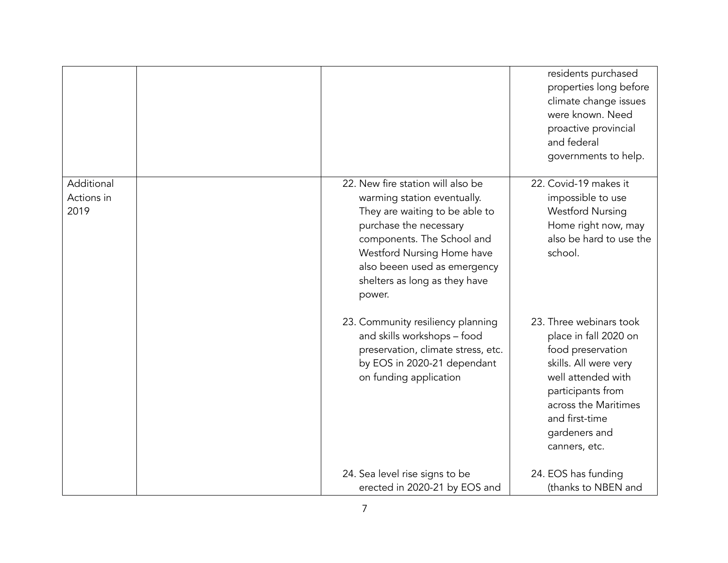| | | | |
|---|---|---|---|
| | | | residents purchased properties long before climate change issues were known. Need proactive provincial and federal governments to help. |
| Additional Actions in 2019 | | 22. New fire station will also be warming station eventually. They are waiting to be able to purchase the necessary components. The School and Westford Nursing Home have also beeen used as emergency shelters as long as they have power. | 22. Covid-19 makes it impossible to use Westford Nursing Home right now, may also be hard to use the school. |
| | | 23. Community resiliency planning and skills workshops – food preservation, climate stress, etc. by EOS in 2020-21 dependant on funding application | 23. Three webinars took place in fall 2020 on food preservation skills. All were very well attended with participants from across the Maritimes and first-time gardeners and canners, etc. |
| | | 24. Sea level rise signs to be erected in 2020-21 by EOS and | 24. EOS has funding (thanks to NBEN and |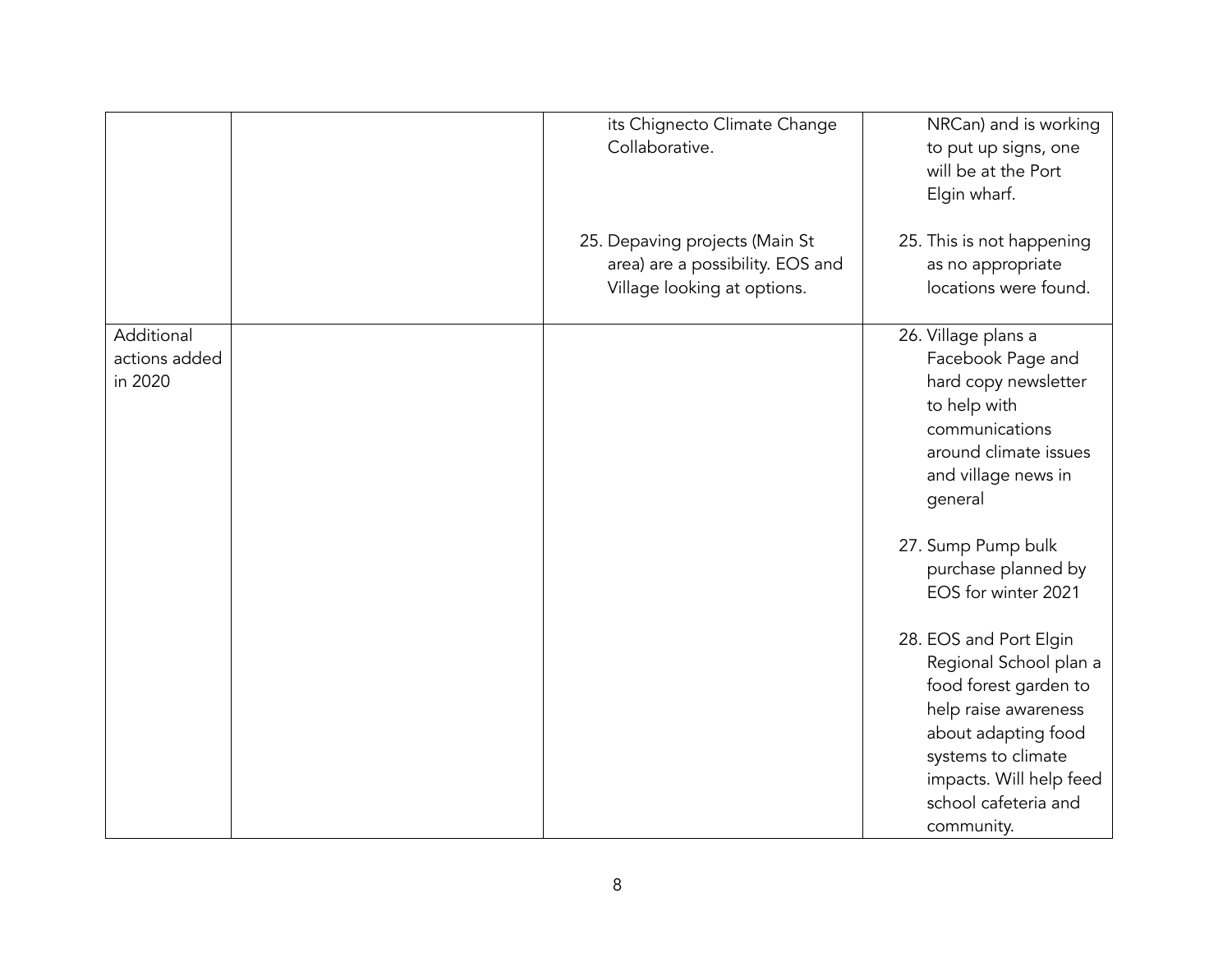| | | | |
|---|---|---|---|
| | | its Chignecto Climate Change Collaborative. | NRCan) and is working to put up signs, one will be at the Port Elgin wharf. |
| | | 25. Depaving projects (Main St area) are a possibility. EOS and Village looking at options. | 25. This is not happening as no appropriate locations were found. |
| Additional actions added in 2020 | | | 26. Village plans a Facebook Page and hard copy newsletter to help with communications around climate issues and village news in general<br><br>27. Sump Pump bulk purchase planned by EOS for winter 2021<br><br>28. EOS and Port Elgin Regional School plan a food forest garden to help raise awareness about adapting food systems to climate impacts. Will help feed school cafeteria and community. |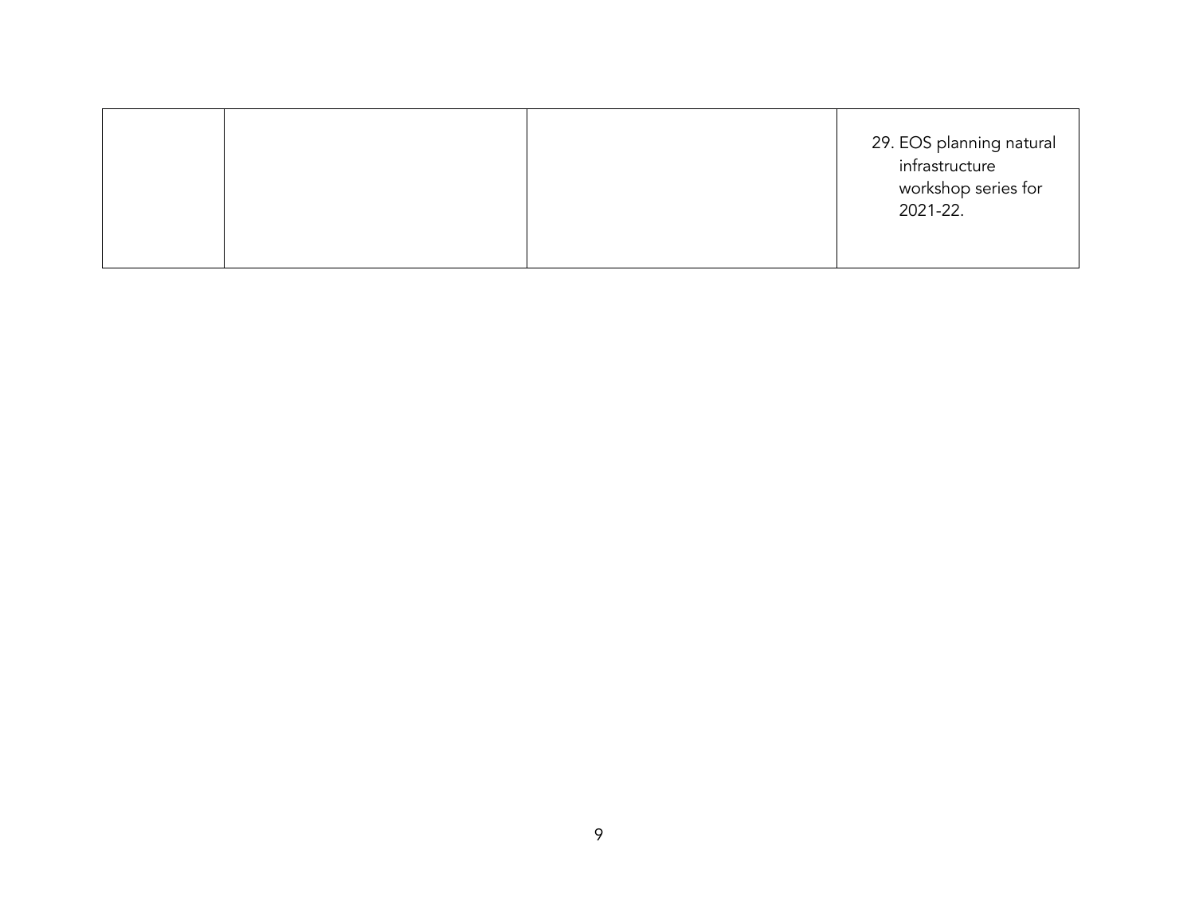| | | | |
|---|---|---|---|
| | | | 29. EOS planning natural infrastructure workshop series for 2021-22. |